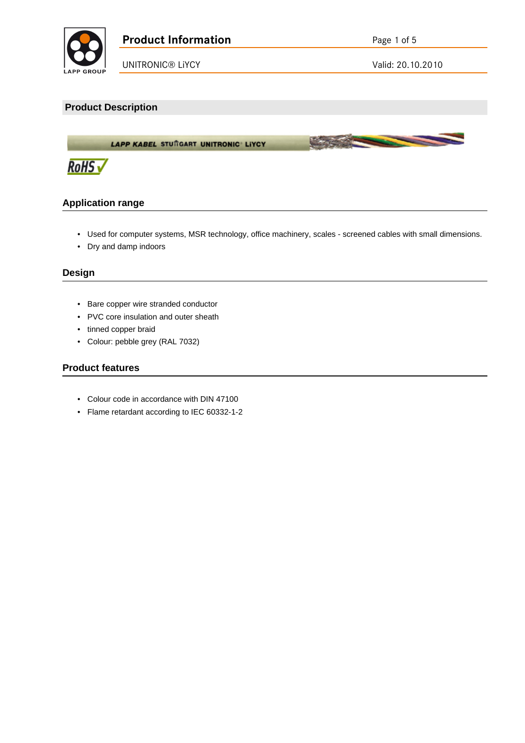# Product Information

UNITRONIC® LiYCY

Valid: 20.10.2010

## Product Description

### Application range

- Used for computer systems, MSR technology, office machinery, scales - screened cables with small dimensions.
- Dry and damp indoors

### Design

- Bare copper wire stranded conductor
- PVC core insulation and outer sheath
- tinned copper braid
- Colour: pebble grey (RAL 7032)

### Product features

- Colour code in accordance with DIN 47100
- Flame retardant according to IEC 60332-1-2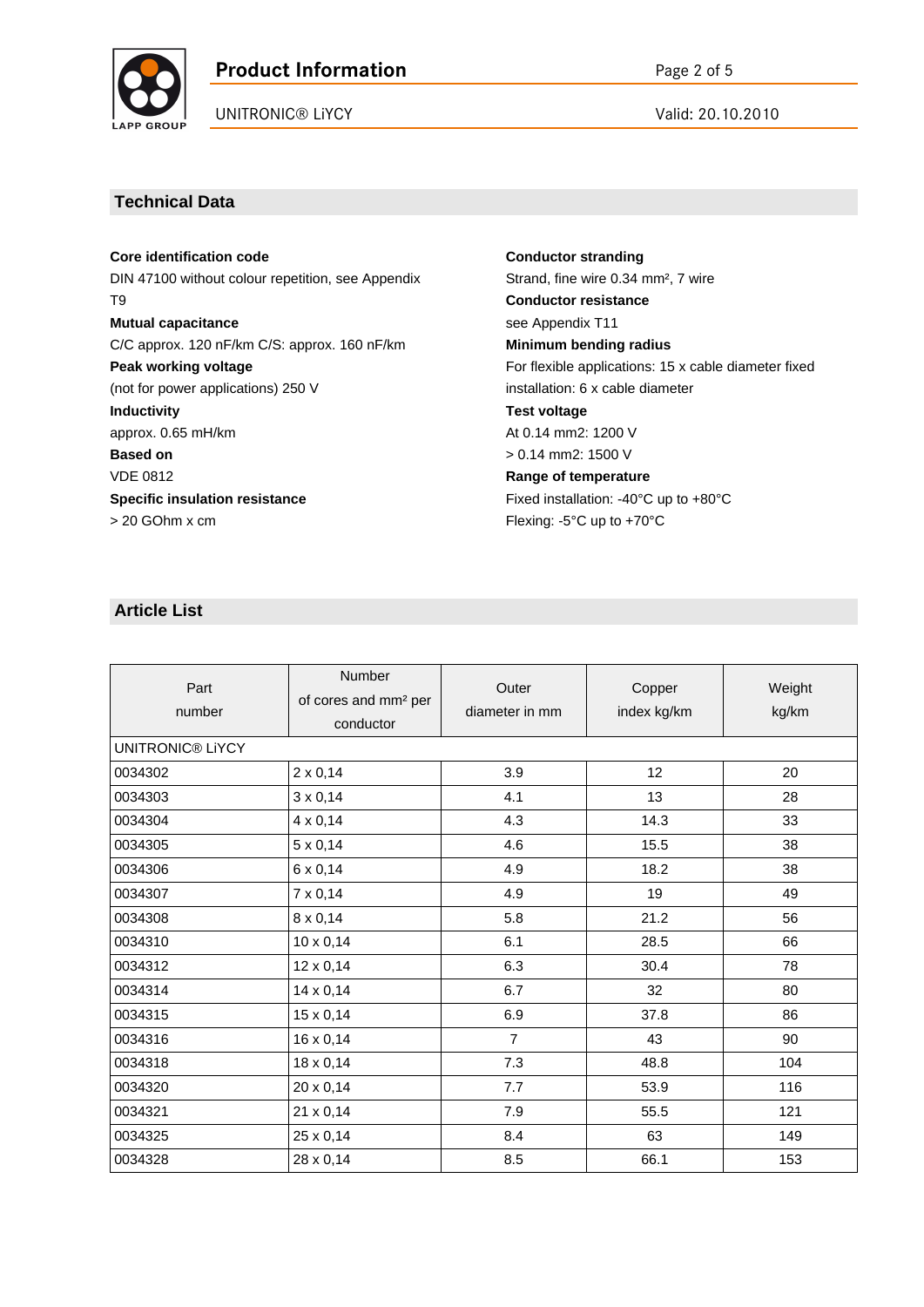## Technical Data

**Core identification code**
DIN 47100 without colour repetition, see Appendix T9

**Mutual capacitance**
C/C approx. 120 nF/km C/S: approx. 160 nF/km

**Peak working voltage**
(not for power applications) 250 V

**Inductivity**
approx. 0.65 mH/km

**Based on**
VDE 0812

**Specific insulation resistance**
> 20 GOhm x cm

**Conductor stranding**
Strand, fine wire 0.34 mm², 7 wire

**Conductor resistance**
see Appendix T11

**Minimum bending radius**
For flexible applications: 15 x cable diameter fixed installation: 6 x cable diameter

**Test voltage**
At 0.14 mm2: 1200 V
> 0.14 mm2: 1500 V

**Range of temperature**
Fixed installation: -40°C up to +80°C
Flexing: -5°C up to +70°C

## Article List

| Part number | Number of cores and mm² per conductor | Outer diameter in mm | Copper index kg/km | Weight kg/km |
|---|---|---|---|---|
| UNITRONIC® LiYCY | | | | |
| 0034302 | 2 x 0,14 | 3.9 | 12 | 20 |
| 0034303 | 3 x 0,14 | 4.1 | 13 | 28 |
| 0034304 | 4 x 0,14 | 4.3 | 14.3 | 33 |
| 0034305 | 5 x 0,14 | 4.6 | 15.5 | 38 |
| 0034306 | 6 x 0,14 | 4.9 | 18.2 | 38 |
| 0034307 | 7 x 0,14 | 4.9 | 19 | 49 |
| 0034308 | 8 x 0,14 | 5.8 | 21.2 | 56 |
| 0034310 | 10 x 0,14 | 6.1 | 28.5 | 66 |
| 0034312 | 12 x 0,14 | 6.3 | 30.4 | 78 |
| 0034314 | 14 x 0,14 | 6.7 | 32 | 80 |
| 0034315 | 15 x 0,14 | 6.9 | 37.8 | 86 |
| 0034316 | 16 x 0,14 | 7 | 43 | 90 |
| 0034318 | 18 x 0,14 | 7.3 | 48.8 | 104 |
| 0034320 | 20 x 0,14 | 7.7 | 53.9 | 116 |
| 0034321 | 21 x 0,14 | 7.9 | 55.5 | 121 |
| 0034325 | 25 x 0,14 | 8.4 | 63 | 149 |
| 0034328 | 28 x 0,14 | 8.5 | 66.1 | 153 |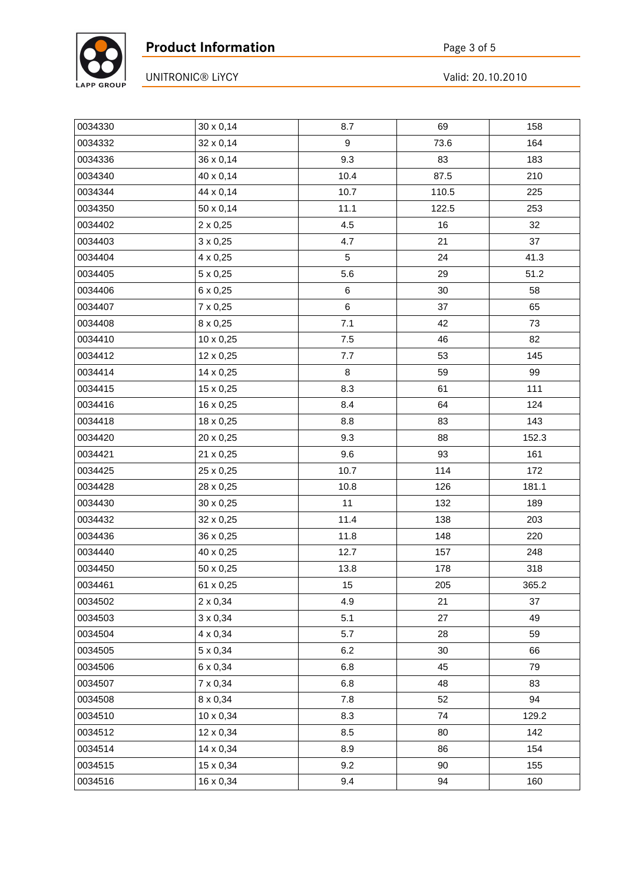| | | | | |
|---|---|---|---|---|
| 0034330 | 30 x 0,14 | 8.7 | 69 | 158 |
| 0034332 | 32 x 0,14 | 9 | 73.6 | 164 |
| 0034336 | 36 x 0,14 | 9.3 | 83 | 183 |
| 0034340 | 40 x 0,14 | 10.4 | 87.5 | 210 |
| 0034344 | 44 x 0,14 | 10.7 | 110.5 | 225 |
| 0034350 | 50 x 0,14 | 11.1 | 122.5 | 253 |
| 0034402 | 2 x 0,25 | 4.5 | 16 | 32 |
| 0034403 | 3 x 0,25 | 4.7 | 21 | 37 |
| 0034404 | 4 x 0,25 | 5 | 24 | 41.3 |
| 0034405 | 5 x 0,25 | 5.6 | 29 | 51.2 |
| 0034406 | 6 x 0,25 | 6 | 30 | 58 |
| 0034407 | 7 x 0,25 | 6 | 37 | 65 |
| 0034408 | 8 x 0,25 | 7.1 | 42 | 73 |
| 0034410 | 10 x 0,25 | 7.5 | 46 | 82 |
| 0034412 | 12 x 0,25 | 7.7 | 53 | 145 |
| 0034414 | 14 x 0,25 | 8 | 59 | 99 |
| 0034415 | 15 x 0,25 | 8.3 | 61 | 111 |
| 0034416 | 16 x 0,25 | 8.4 | 64 | 124 |
| 0034418 | 18 x 0,25 | 8.8 | 83 | 143 |
| 0034420 | 20 x 0,25 | 9.3 | 88 | 152.3 |
| 0034421 | 21 x 0,25 | 9.6 | 93 | 161 |
| 0034425 | 25 x 0,25 | 10.7 | 114 | 172 |
| 0034428 | 28 x 0,25 | 10.8 | 126 | 181.1 |
| 0034430 | 30 x 0,25 | 11 | 132 | 189 |
| 0034432 | 32 x 0,25 | 11.4 | 138 | 203 |
| 0034436 | 36 x 0,25 | 11.8 | 148 | 220 |
| 0034440 | 40 x 0,25 | 12.7 | 157 | 248 |
| 0034450 | 50 x 0,25 | 13.8 | 178 | 318 |
| 0034461 | 61 x 0,25 | 15 | 205 | 365.2 |
| 0034502 | 2 x 0,34 | 4.9 | 21 | 37 |
| 0034503 | 3 x 0,34 | 5.1 | 27 | 49 |
| 0034504 | 4 x 0,34 | 5.7 | 28 | 59 |
| 0034505 | 5 x 0,34 | 6.2 | 30 | 66 |
| 0034506 | 6 x 0,34 | 6.8 | 45 | 79 |
| 0034507 | 7 x 0,34 | 6.8 | 48 | 83 |
| 0034508 | 8 x 0,34 | 7.8 | 52 | 94 |
| 0034510 | 10 x 0,34 | 8.3 | 74 | 129.2 |
| 0034512 | 12 x 0,34 | 8.5 | 80 | 142 |
| 0034514 | 14 x 0,34 | 8.9 | 86 | 154 |
| 0034515 | 15 x 0,34 | 9.2 | 90 | 155 |
| 0034516 | 16 x 0,34 | 9.4 | 94 | 160 |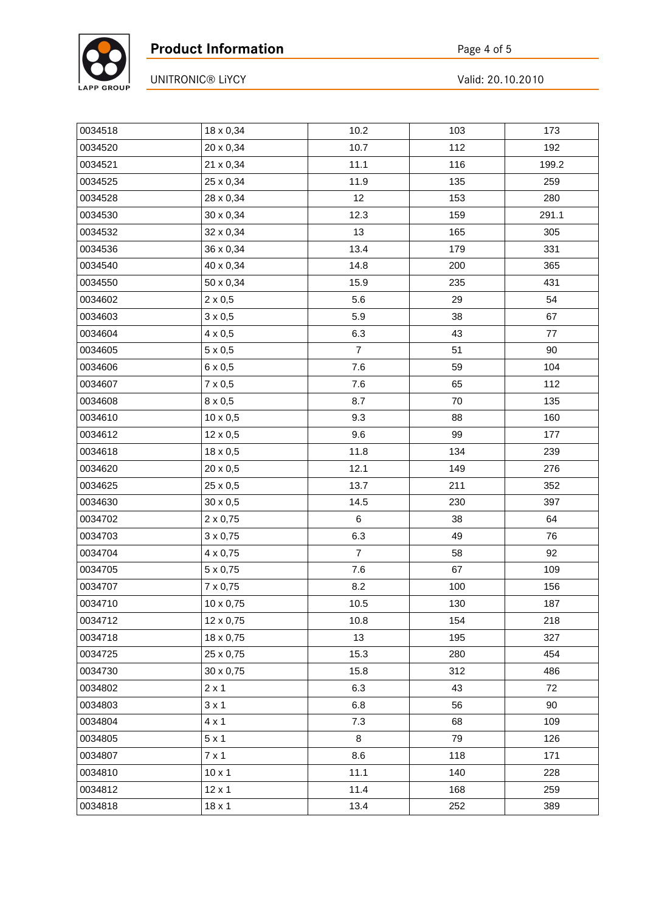| | | | | |
|---|---|---|---|---|
| 0034518 | 18 x 0,34 | 10.2 | 103 | 173 |
| 0034520 | 20 x 0,34 | 10.7 | 112 | 192 |
| 0034521 | 21 x 0,34 | 11.1 | 116 | 199.2 |
| 0034525 | 25 x 0,34 | 11.9 | 135 | 259 |
| 0034528 | 28 x 0,34 | 12 | 153 | 280 |
| 0034530 | 30 x 0,34 | 12.3 | 159 | 291.1 |
| 0034532 | 32 x 0,34 | 13 | 165 | 305 |
| 0034536 | 36 x 0,34 | 13.4 | 179 | 331 |
| 0034540 | 40 x 0,34 | 14.8 | 200 | 365 |
| 0034550 | 50 x 0,34 | 15.9 | 235 | 431 |
| 0034602 | 2 x 0,5 | 5.6 | 29 | 54 |
| 0034603 | 3 x 0,5 | 5.9 | 38 | 67 |
| 0034604 | 4 x 0,5 | 6.3 | 43 | 77 |
| 0034605 | 5 x 0,5 | 7 | 51 | 90 |
| 0034606 | 6 x 0,5 | 7.6 | 59 | 104 |
| 0034607 | 7 x 0,5 | 7.6 | 65 | 112 |
| 0034608 | 8 x 0,5 | 8.7 | 70 | 135 |
| 0034610 | 10 x 0,5 | 9.3 | 88 | 160 |
| 0034612 | 12 x 0,5 | 9.6 | 99 | 177 |
| 0034618 | 18 x 0,5 | 11.8 | 134 | 239 |
| 0034620 | 20 x 0,5 | 12.1 | 149 | 276 |
| 0034625 | 25 x 0,5 | 13.7 | 211 | 352 |
| 0034630 | 30 x 0,5 | 14.5 | 230 | 397 |
| 0034702 | 2 x 0,75 | 6 | 38 | 64 |
| 0034703 | 3 x 0,75 | 6.3 | 49 | 76 |
| 0034704 | 4 x 0,75 | 7 | 58 | 92 |
| 0034705 | 5 x 0,75 | 7.6 | 67 | 109 |
| 0034707 | 7 x 0,75 | 8.2 | 100 | 156 |
| 0034710 | 10 x 0,75 | 10.5 | 130 | 187 |
| 0034712 | 12 x 0,75 | 10.8 | 154 | 218 |
| 0034718 | 18 x 0,75 | 13 | 195 | 327 |
| 0034725 | 25 x 0,75 | 15.3 | 280 | 454 |
| 0034730 | 30 x 0,75 | 15.8 | 312 | 486 |
| 0034802 | 2 x 1 | 6.3 | 43 | 72 |
| 0034803 | 3 x 1 | 6.8 | 56 | 90 |
| 0034804 | 4 x 1 | 7.3 | 68 | 109 |
| 0034805 | 5 x 1 | 8 | 79 | 126 |
| 0034807 | 7 x 1 | 8.6 | 118 | 171 |
| 0034810 | 10 x 1 | 11.1 | 140 | 228 |
| 0034812 | 12 x 1 | 11.4 | 168 | 259 |
| 0034818 | 18 x 1 | 13.4 | 252 | 389 |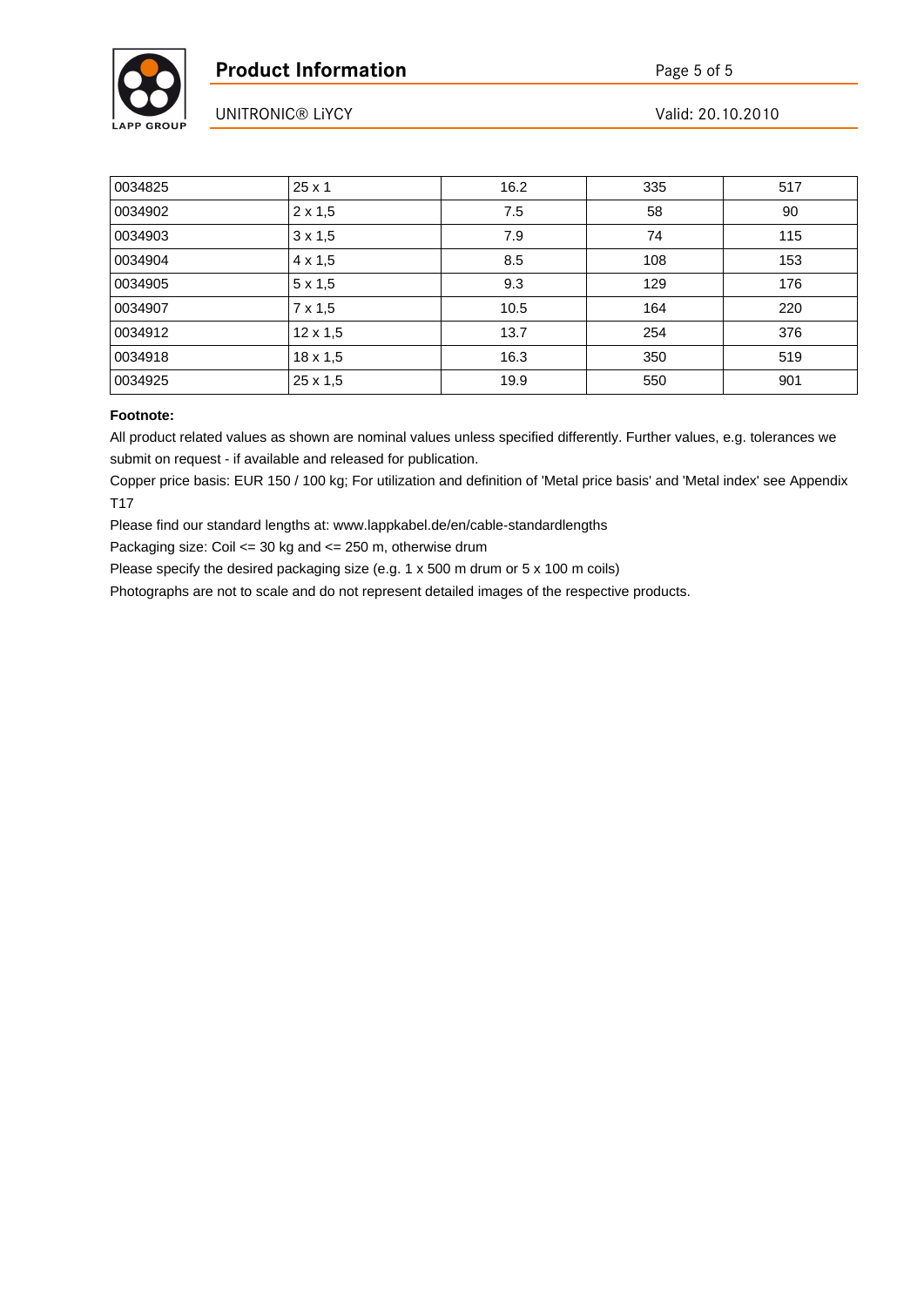| | | | | |
|---|---|---|---|---|
| 0034825 | 25 x 1 | 16.2 | 335 | 517 |
| 0034902 | 2 x 1,5 | 7.5 | 58 | 90 |
| 0034903 | 3 x 1,5 | 7.9 | 74 | 115 |
| 0034904 | 4 x 1,5 | 8.5 | 108 | 153 |
| 0034905 | 5 x 1,5 | 9.3 | 129 | 176 |
| 0034907 | 7 x 1,5 | 10.5 | 164 | 220 |
| 0034912 | 12 x 1,5 | 13.7 | 254 | 376 |
| 0034918 | 18 x 1,5 | 16.3 | 350 | 519 |
| 0034925 | 25 x 1,5 | 19.9 | 550 | 901 |

**Footnote:**

All product related values as shown are nominal values unless specified differently. Further values, e.g. tolerances we submit on request - if available and released for publication.

Copper price basis: EUR 150 / 100 kg; For utilization and definition of 'Metal price basis' and 'Metal index' see Appendix T17

Please find our standard lengths at: www.lappkabel.de/en/cable-standardlengths

Packaging size: Coil <= 30 kg and <= 250 m, otherwise drum

Please specify the desired packaging size (e.g. 1 x 500 m drum or 5 x 100 m coils)

Photographs are not to scale and do not represent detailed images of the respective products.